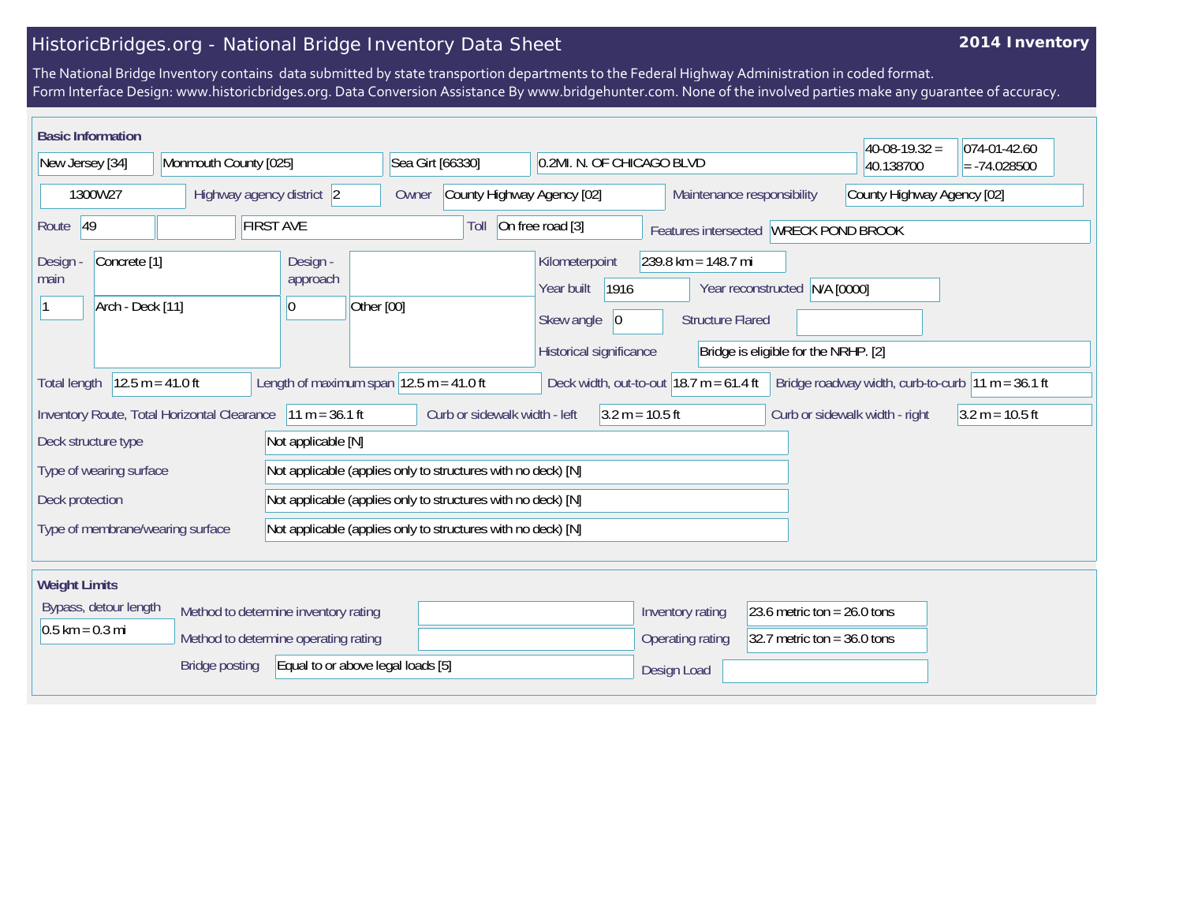# HistoricBridges.org - National Bridge Inventory Data Sheet

**2014 Inventory**

The National Bridge Inventory contains data submitted by state transportion departments to the Federal Highway Administration in coded format.
Form Interface Design: www.historicbridges.org. Data Conversion Assistance By www.bridgehunter.com. None of the involved parties make any guarantee of accuracy.

## Basic Information

| Field | Value |
|---|---|
| State | New Jersey [34] |
| County | Monmouth County [025] |
| Place | Sea Girt [66330] |
| Location | 0.2MI. N. OF CHICAGO BLVD |
| Latitude | 40-08-19.32 = 40.138700 |
| Longitude | 074-01-42.60 = -74.028500 |
| Structure Number | 1300W27 |
| Highway agency district | 2 |
| Owner | County Highway Agency [02] |
| Maintenance responsibility | County Highway Agency [02] |
| Route | 49 |
| Facility carried | FIRST AVE |
| Toll | On free road [3] |
| Features intersected | WRECK POND BROOK |
| Design - main | Concrete [1] |
| Design - main (spans) | 1 |
| Design - main (type) | Arch - Deck [11] |
| Design - approach | |
| Design - approach (spans) | 0 |
| Design - approach (type) | Other [00] |
| Kilometerpoint | 239.8 km = 148.7 mi |
| Year built | 1916 |
| Year reconstructed | N/A [0000] |
| Skew angle | 0 |
| Structure Flared | |
| Historical significance | Bridge is eligible for the NRHP. [2] |
| Total length | 12.5 m = 41.0 ft |
| Length of maximum span | 12.5 m = 41.0 ft |
| Deck width, out-to-out | 18.7 m = 61.4 ft |
| Bridge roadway width, curb-to-curb | 11 m = 36.1 ft |
| Inventory Route, Total Horizontal Clearance | 11 m = 36.1 ft |
| Curb or sidewalk width - left | 3.2 m = 10.5 ft |
| Curb or sidewalk width - right | 3.2 m = 10.5 ft |
| Deck structure type | Not applicable [N] |
| Type of wearing surface | Not applicable (applies only to structures with no deck) [N] |
| Deck protection | Not applicable (applies only to structures with no deck) [N] |
| Type of membrane/wearing surface | Not applicable (applies only to structures with no deck) [N] |

## Weight Limits

| Field | Value |
|---|---|
| Bypass, detour length | 0.5 km = 0.3 mi |
| Method to determine inventory rating | |
| Method to determine operating rating | |
| Bridge posting | Equal to or above legal loads [5] |
| Inventory rating | 23.6 metric ton = 26.0 tons |
| Operating rating | 32.7 metric ton = 36.0 tons |
| Design Load | |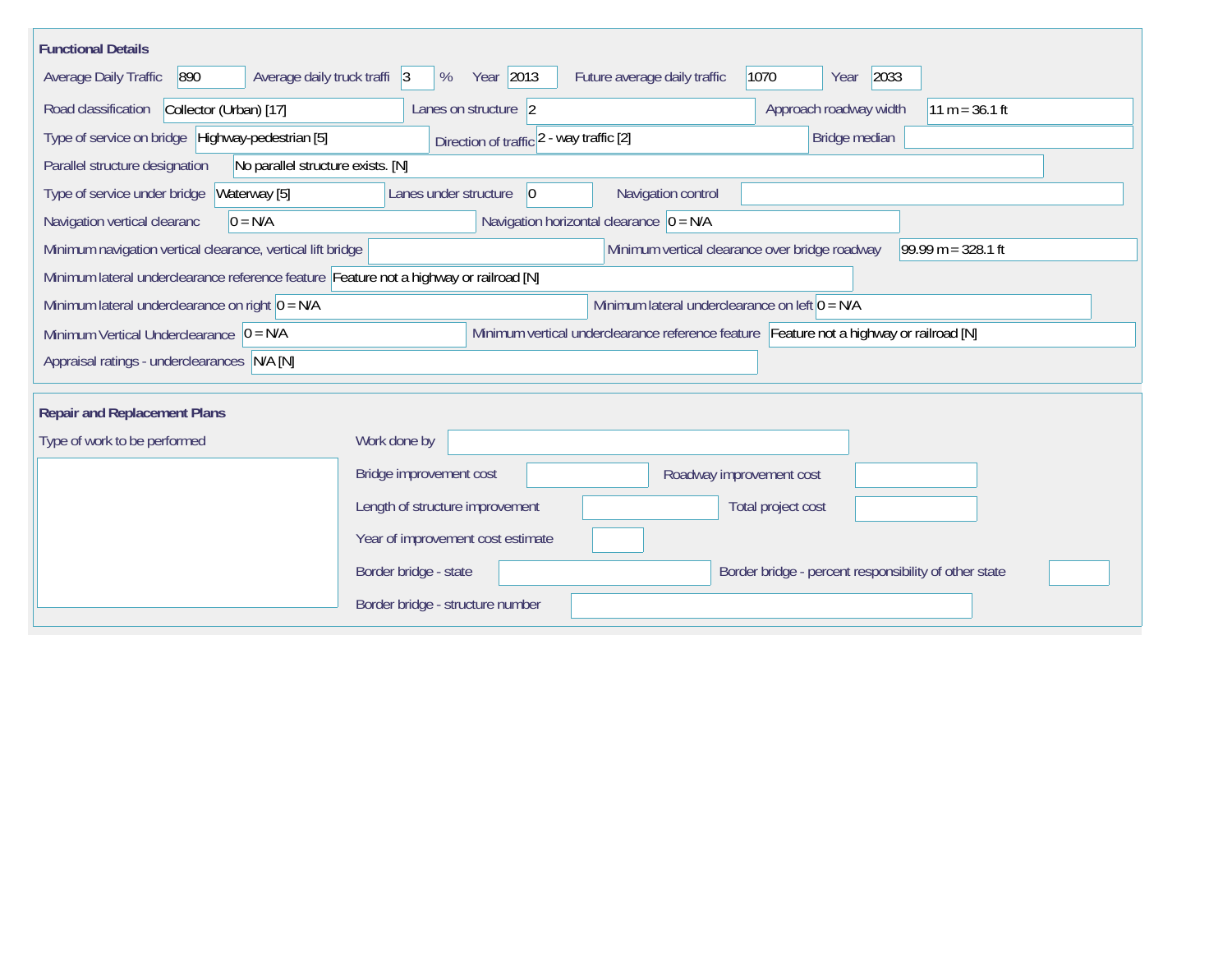## Functional Details

Average Daily Traffic: 890
Average daily truck traffi: 3 %
Year: 2013
Future average daily traffic: 1070
Year: 2033

Road classification: Collector (Urban) [17]
Lanes on structure: 2
Approach roadway width: 11 m = 36.1 ft

Type of service on bridge: Highway-pedestrian [5]
Direction of traffic: 2 - way traffic [2]
Bridge median:

Parallel structure designation: No parallel structure exists. [N]

Type of service under bridge: Waterway [5]
Lanes under structure: 0
Navigation control:

Navigation vertical clearanc: 0 = N/A
Navigation horizontal clearance: 0 = N/A

Minimum navigation vertical clearance, vertical lift bridge:
Minimum vertical clearance over bridge roadway: 99.99 m = 328.1 ft

Minimum lateral underclearance reference feature: Feature not a highway or railroad [N]

Minimum lateral underclearance on right: 0 = N/A
Minimum lateral underclearance on left: 0 = N/A

Minimum Vertical Underclearance: 0 = N/A
Minimum vertical underclearance reference feature: Feature not a highway or railroad [N]

Appraisal ratings - underclearances: N/A [N]

## Repair and Replacement Plans

Type of work to be performed:

Work done by:

Bridge improvement cost:
Roadway improvement cost:

Length of structure improvement:
Total project cost:

Year of improvement cost estimate:

Border bridge - state:
Border bridge - percent responsibility of other state:

Border bridge - structure number: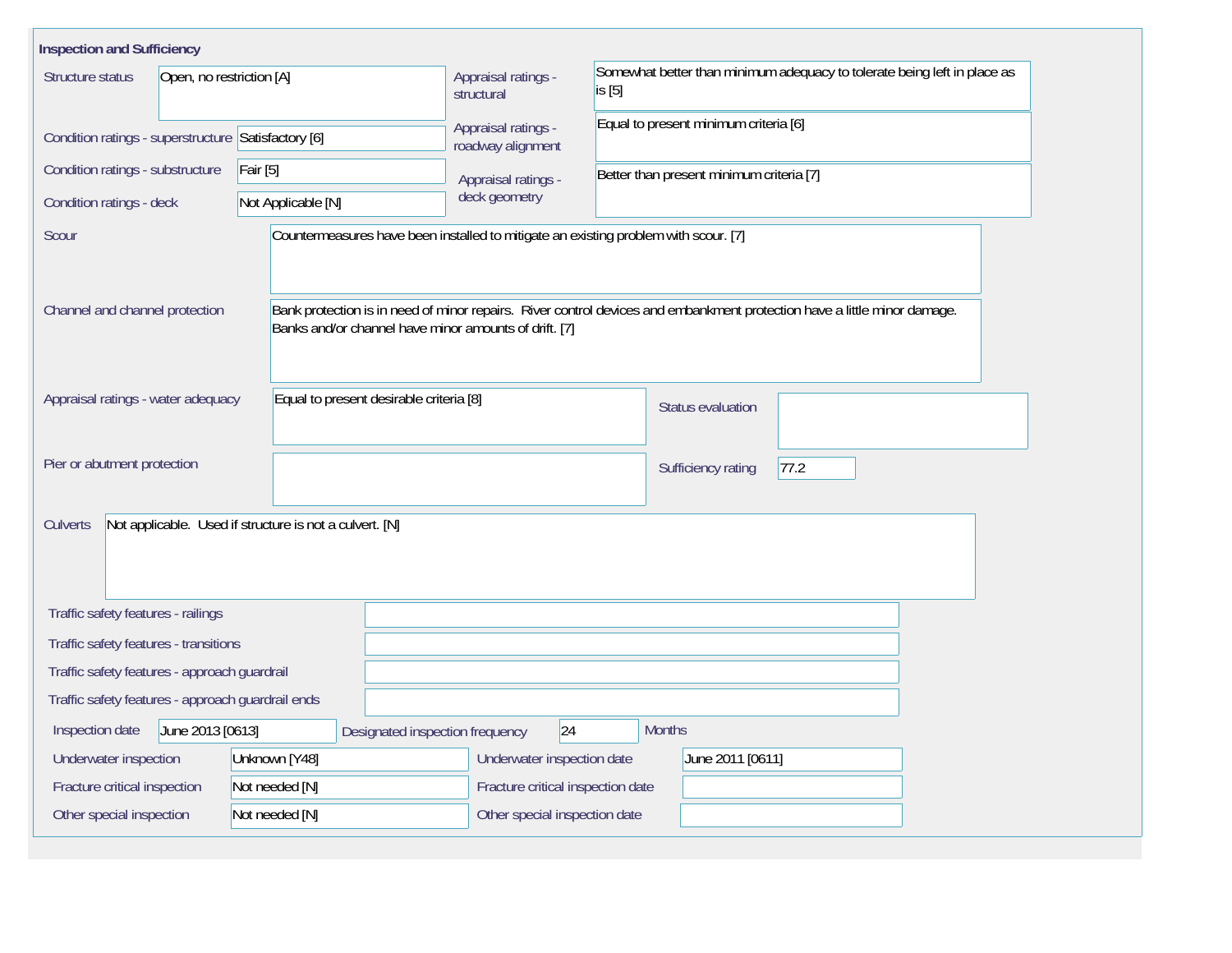## Inspection and Sufficiency

| | |
|---|---|
| Structure status | Open, no restriction [A] |
| Appraisal ratings - structural | Somewhat better than minimum adequacy to tolerate being left in place as is [5] |
| Condition ratings - superstructure | Satisfactory [6] |
| Appraisal ratings - roadway alignment | Equal to present minimum criteria [6] |
| Condition ratings - substructure | Fair [5] |
| Appraisal ratings - deck geometry | Better than present minimum criteria [7] |
| Condition ratings - deck | Not Applicable [N] |
| Scour | Countermeasures have been installed to mitigate an existing problem with scour. [7] |
| Channel and channel protection | Bank protection is in need of minor repairs. River control devices and embankment protection have a little minor damage. Banks and/or channel have minor amounts of drift. [7] |
| Appraisal ratings - water adequacy | Equal to present desirable criteria [8] |
| Status evaluation | |
| Pier or abutment protection | |
| Sufficiency rating | 77.2 |
| Culverts | Not applicable. Used if structure is not a culvert. [N] |
| Traffic safety features - railings | |
| Traffic safety features - transitions | |
| Traffic safety features - approach guardrail | |
| Traffic safety features - approach guardrail ends | |
| Inspection date | June 2013 [0613] |
| Designated inspection frequency | 24 Months |
| Underwater inspection | Unknown [Y48] |
| Underwater inspection date | June 2011 [0611] |
| Fracture critical inspection | Not needed [N] |
| Fracture critical inspection date | |
| Other special inspection | Not needed [N] |
| Other special inspection date | |